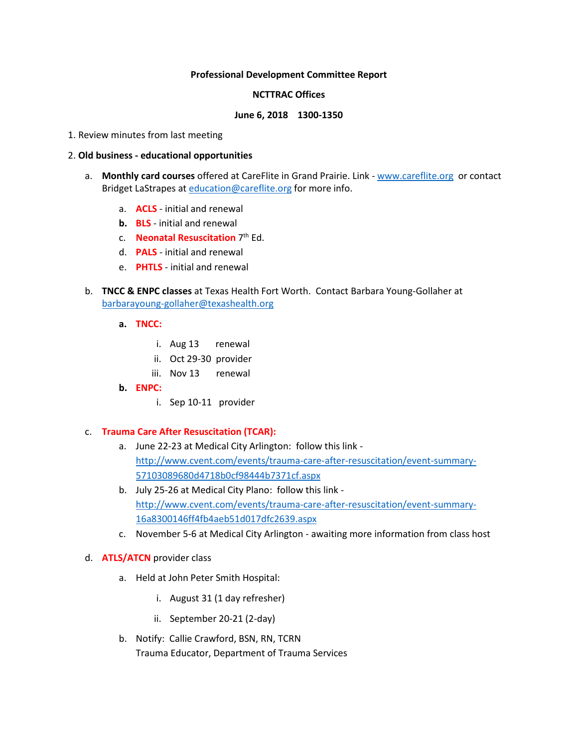**Professional Development Committee Report**

**NCTTRAC Offices**

**June 6, 2018 1300-1350**

1. Review minutes from last meeting

2. **Old business - educational opportunities**

   a. **Monthly card courses** offered at CareFlite in Grand Prairie. Link - www.careflite.org or contact Bridget LaStrapes at education@careflite.org for more info.

      a. **ACLS** - initial and renewal
      b. **BLS** - initial and renewal
      c. **Neonatal Resuscitation** 7th Ed.
      d. **PALS** - initial and renewal
      e. **PHTLS** - initial and renewal

   b. **TNCC & ENPC classes** at Texas Health Fort Worth. Contact Barbara Young-Gollaher at barbarayoung-gollaher@texashealth.org

      a. **TNCC:**

         i. Aug 13 renewal
         ii. Oct 29-30 provider
         iii. Nov 13 renewal

      b. **ENPC:**

         i. Sep 10-11 provider

   c. **Trauma Care After Resuscitation (TCAR):**

      a. June 22-23 at Medical City Arlington: follow this link - http://www.cvent.com/events/trauma-care-after-resuscitation/event-summary-57103089680d4718b0cf98444b7371cf.aspx
      b. July 25-26 at Medical City Plano: follow this link - http://www.cvent.com/events/trauma-care-after-resuscitation/event-summary-16a8300146ff4fb4aeb51d017dfc2639.aspx
      c. November 5-6 at Medical City Arlington - awaiting more information from class host

   d. **ATLS/ATCN** provider class

      a. Held at John Peter Smith Hospital:

         i. August 31 (1 day refresher)
         ii. September 20-21 (2-day)

      b. Notify: Callie Crawford, BSN, RN, TCRN
         Trauma Educator, Department of Trauma Services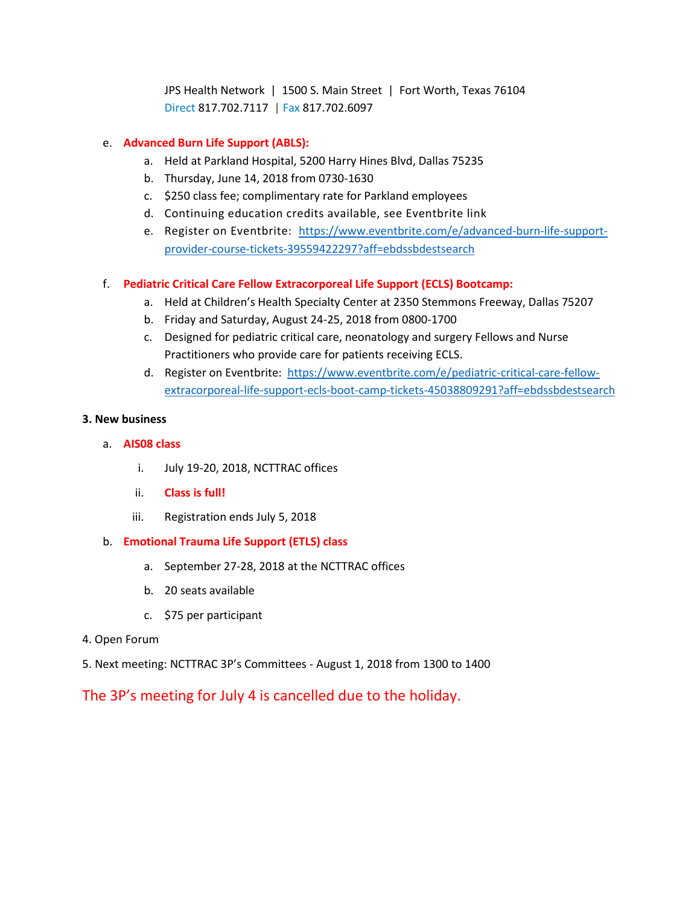JPS Health Network | 1500 S. Main Street | Fort Worth, Texas 76104
Direct 817.702.7117 | Fax 817.702.6097

e. **Advanced Burn Life Support (ABLS):**
   a. Held at Parkland Hospital, 5200 Harry Hines Blvd, Dallas 75235
   b. Thursday, June 14, 2018 from 0730-1630
   c. $250 class fee; complimentary rate for Parkland employees
   d. Continuing education credits available, see Eventbrite link
   e. Register on Eventbrite: https://www.eventbrite.com/e/advanced-burn-life-support-provider-course-tickets-39559422297?aff=ebdssbdestsearch

f. **Pediatric Critical Care Fellow Extracorporeal Life Support (ECLS) Bootcamp:**
   a. Held at Children's Health Specialty Center at 2350 Stemmons Freeway, Dallas 75207
   b. Friday and Saturday, August 24-25, 2018 from 0800-1700
   c. Designed for pediatric critical care, neonatology and surgery Fellows and Nurse Practitioners who provide care for patients receiving ECLS.
   d. Register on Eventbrite: https://www.eventbrite.com/e/pediatric-critical-care-fellow-extracorporeal-life-support-ecls-boot-camp-tickets-45038809291?aff=ebdssbdestsearch

**3. New business**

a. **AIS08 class**
   i. July 19-20, 2018, NCTTRAC offices
   ii. **Class is full!**
   iii. Registration ends July 5, 2018

b. **Emotional Trauma Life Support (ETLS) class**
   a. September 27-28, 2018 at the NCTTRAC offices
   b. 20 seats available
   c. $75 per participant

4. Open Forum

5. Next meeting: NCTTRAC 3P's Committees - August 1, 2018 from 1300 to 1400

The 3P's meeting for July 4 is cancelled due to the holiday.